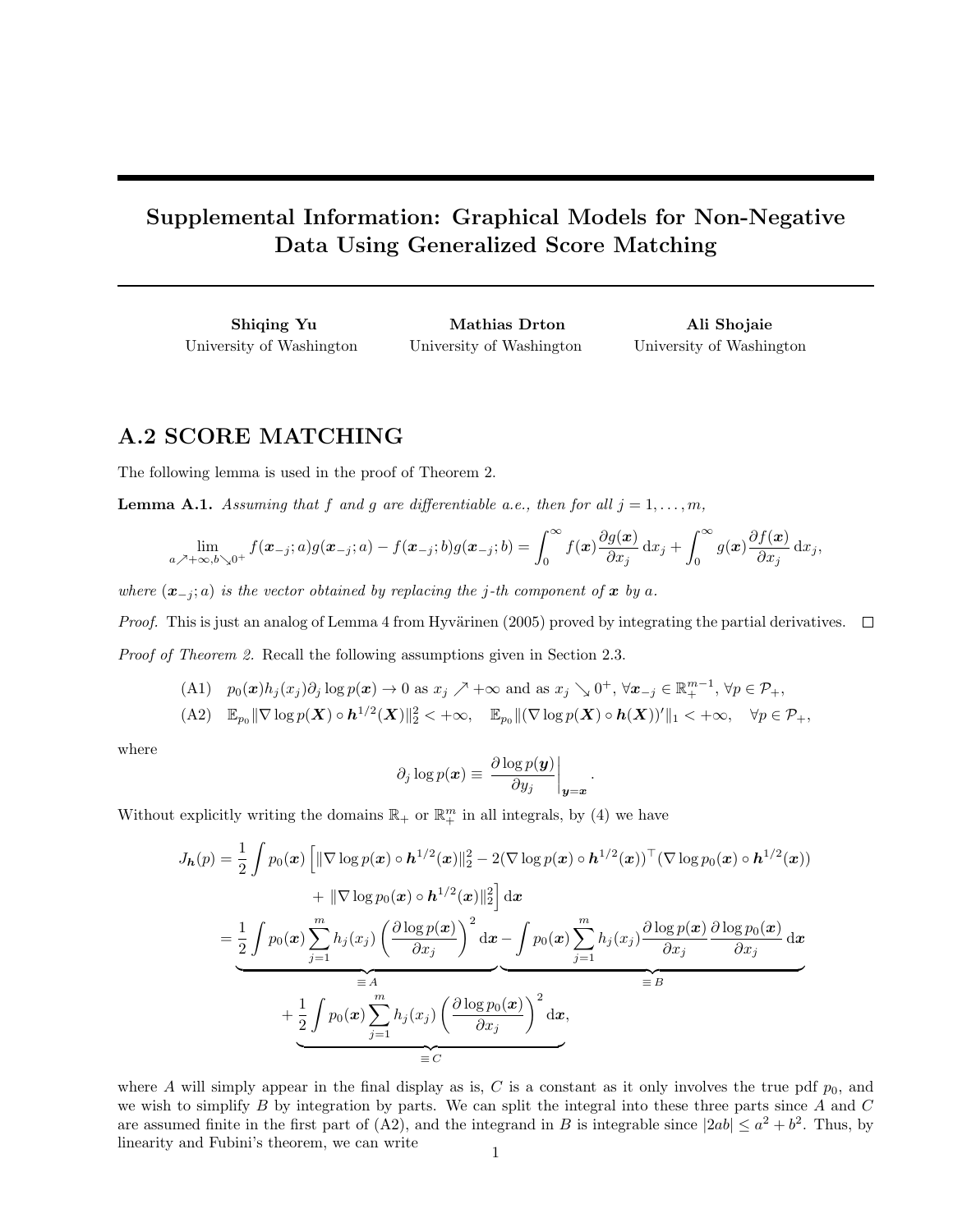# Supplemental Information: Graphical Models for Non-Negative Data Using Generalized Score Matching

**Shiqing Yu**
University of Washington

**Mathias Drton**
University of Washington

**Ali Shojaie**
University of Washington

## A.2 SCORE MATCHING

The following lemma is used in the proof of Theorem 2.

**Lemma A.1.** *Assuming that $f$ and $g$ are differentiable a.e., then for all $j = 1, \ldots, m$,*

$$\lim_{a \nearrow +\infty, b \searrow 0^+} f(\boldsymbol{x}_{-j}; a) g(\boldsymbol{x}_{-j}; a) - f(\boldsymbol{x}_{-j}; b) g(\boldsymbol{x}_{-j}; b) = \int_0^\infty f(\boldsymbol{x}) \frac{\partial g(\boldsymbol{x})}{\partial x_j} \, \mathrm{d}x_j + \int_0^\infty g(\boldsymbol{x}) \frac{\partial f(\boldsymbol{x})}{\partial x_j} \, \mathrm{d}x_j,$$

*where $(\boldsymbol{x}_{-j}; a)$ is the vector obtained by replacing the $j$-th component of $\boldsymbol{x}$ by $a$.*

*Proof.* This is just an analog of Lemma 4 from Hyvärinen (2005) proved by integrating the partial derivatives. $\square$

*Proof of Theorem 2.* Recall the following assumptions given in Section 2.3.

(A1) $\quad p_0(\boldsymbol{x}) h_j(x_j) \partial_j \log p(\boldsymbol{x}) \to 0$ as $x_j \nearrow +\infty$ and as $x_j \searrow 0^+$, $\forall \boldsymbol{x}_{-j} \in \mathbb{R}_+^{m-1}$, $\forall p \in \mathcal{P}_+$,

(A2) $\quad \mathbb{E}_{p_0} \|\nabla \log p(\boldsymbol{X}) \circ \boldsymbol{h}^{1/2}(\boldsymbol{X})\|_2^2 < +\infty, \quad \mathbb{E}_{p_0} \|(\nabla \log p(\boldsymbol{X}) \circ \boldsymbol{h}(\boldsymbol{X}))'\|_1 < +\infty, \quad \forall p \in \mathcal{P}_+,$

where

$$\partial_j \log p(\boldsymbol{x}) \equiv \left. \frac{\partial \log p(\boldsymbol{y})}{\partial y_j} \right|_{\boldsymbol{y}=\boldsymbol{x}}.$$

Without explicitly writing the domains $\mathbb{R}_+$ or $\mathbb{R}_+^m$ in all integrals, by (4) we have

$$\begin{aligned}
J_{\boldsymbol{h}}(p) &= \frac{1}{2} \int p_0(\boldsymbol{x}) \Big[ \|\nabla \log p(\boldsymbol{x}) \circ \boldsymbol{h}^{1/2}(\boldsymbol{x})\|_2^2 - 2(\nabla \log p(\boldsymbol{x}) \circ \boldsymbol{h}^{1/2}(\boldsymbol{x}))^\top (\nabla \log p_0(\boldsymbol{x}) \circ \boldsymbol{h}^{1/2}(\boldsymbol{x})) \\
&\qquad + \|\nabla \log p_0(\boldsymbol{x}) \circ \boldsymbol{h}^{1/2}(\boldsymbol{x})\|_2^2 \Big] \, \mathrm{d}\boldsymbol{x} \\
&= \underbrace{\frac{1}{2} \int p_0(\boldsymbol{x}) \sum_{j=1}^m h_j(x_j) \left( \frac{\partial \log p(\boldsymbol{x})}{\partial x_j} \right)^2 \mathrm{d}\boldsymbol{x}}_{\equiv A} \underbrace{- \int p_0(\boldsymbol{x}) \sum_{j=1}^m h_j(x_j) \frac{\partial \log p(\boldsymbol{x})}{\partial x_j} \frac{\partial \log p_0(\boldsymbol{x})}{\partial x_j} \, \mathrm{d}\boldsymbol{x}}_{\equiv B} \\
&\qquad + \underbrace{\frac{1}{2} \int p_0(\boldsymbol{x}) \sum_{j=1}^m h_j(x_j) \left( \frac{\partial \log p_0(\boldsymbol{x})}{\partial x_j} \right)^2 \mathrm{d}\boldsymbol{x}}_{\equiv C},
\end{aligned}$$

where $A$ will simply appear in the final display as is, $C$ is a constant as it only involves the true pdf $p_0$, and we wish to simplify $B$ by integration by parts. We can split the integral into these three parts since $A$ and $C$ are assumed finite in the first part of (A2), and the integrand in $B$ is integrable since $|2ab| \leq a^2 + b^2$. Thus, by linearity and Fubini's theorem, we can write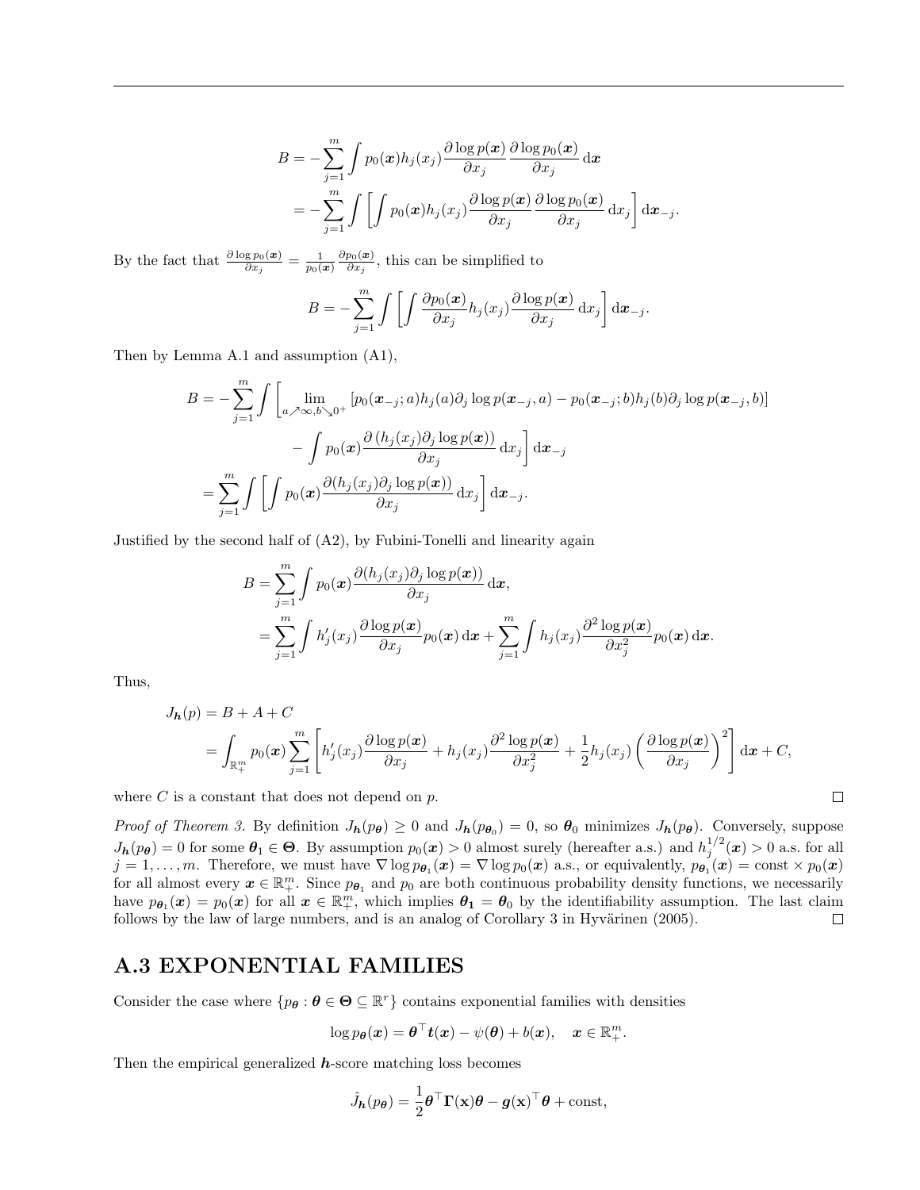$$
\begin{aligned}
B &= -\sum_{j=1}^{m} \int p_0(\boldsymbol{x}) h_j(x_j) \frac{\partial \log p(\boldsymbol{x})}{\partial x_j} \frac{\partial \log p_0(\boldsymbol{x})}{\partial x_j} \, \mathrm{d}\boldsymbol{x} \\
&= -\sum_{j=1}^{m} \int \left[ \int p_0(\boldsymbol{x}) h_j(x_j) \frac{\partial \log p(\boldsymbol{x})}{\partial x_j} \frac{\partial \log p_0(\boldsymbol{x})}{\partial x_j} \, \mathrm{d}x_j \right] \mathrm{d}\boldsymbol{x}_{-j}.
\end{aligned}
$$

By the fact that $\frac{\partial \log p_0(\boldsymbol{x})}{\partial x_j} = \frac{1}{p_0(\boldsymbol{x})} \frac{\partial p_0(\boldsymbol{x})}{\partial x_j}$, this can be simplified to

$$
B = -\sum_{j=1}^{m} \int \left[ \int \frac{\partial p_0(\boldsymbol{x})}{\partial x_j} h_j(x_j) \frac{\partial \log p(\boldsymbol{x})}{\partial x_j} \, \mathrm{d}x_j \right] \mathrm{d}\boldsymbol{x}_{-j}.
$$

Then by Lemma A.1 and assumption (A1),

$$
\begin{aligned}
B = -\sum_{j=1}^{m} \int \Bigg[ & \lim_{a \nearrow \infty, b \searrow 0^+} \left[ p_0(\boldsymbol{x}_{-j}; a) h_j(a) \partial_j \log p(\boldsymbol{x}_{-j}, a) - p_0(\boldsymbol{x}_{-j}; b) h_j(b) \partial_j \log p(\boldsymbol{x}_{-j}, b) \right] \\
& - \int p_0(\boldsymbol{x}) \frac{\partial \left( h_j(x_j) \partial_j \log p(\boldsymbol{x}) \right)}{\partial x_j} \, \mathrm{d}x_j \Bigg] \mathrm{d}\boldsymbol{x}_{-j} \\
= \sum_{j=1}^{m} \int \Bigg[ & \int p_0(\boldsymbol{x}) \frac{\partial (h_j(x_j) \partial_j \log p(\boldsymbol{x}))}{\partial x_j} \, \mathrm{d}x_j \Bigg] \mathrm{d}\boldsymbol{x}_{-j}.
\end{aligned}
$$

Justified by the second half of (A2), by Fubini-Tonelli and linearity again

$$
\begin{aligned}
B &= \sum_{j=1}^{m} \int p_0(\boldsymbol{x}) \frac{\partial (h_j(x_j) \partial_j \log p(\boldsymbol{x}))}{\partial x_j} \, \mathrm{d}\boldsymbol{x}, \\
&= \sum_{j=1}^{m} \int h_j'(x_j) \frac{\partial \log p(\boldsymbol{x})}{\partial x_j} p_0(\boldsymbol{x}) \, \mathrm{d}\boldsymbol{x} + \sum_{j=1}^{m} \int h_j(x_j) \frac{\partial^2 \log p(\boldsymbol{x})}{\partial x_j^2} p_0(\boldsymbol{x}) \, \mathrm{d}\boldsymbol{x}.
\end{aligned}
$$

Thus,

$$
\begin{aligned}
J_{\boldsymbol{h}}(p) &= B + A + C \\
&= \int_{\mathbb{R}_+^m} p_0(\boldsymbol{x}) \sum_{j=1}^{m} \left[ h_j'(x_j) \frac{\partial \log p(\boldsymbol{x})}{\partial x_j} + h_j(x_j) \frac{\partial^2 \log p(\boldsymbol{x})}{\partial x_j^2} + \frac{1}{2} h_j(x_j) \left( \frac{\partial \log p(\boldsymbol{x})}{\partial x_j} \right)^2 \right] \mathrm{d}\boldsymbol{x} + C,
\end{aligned}
$$

where $C$ is a constant that does not depend on $p$. □

*Proof of Theorem 3.* By definition $J_{\boldsymbol{h}}(p_{\boldsymbol{\theta}}) \geq 0$ and $J_{\boldsymbol{h}}(p_{\boldsymbol{\theta}_0}) = 0$, so $\boldsymbol{\theta}_0$ minimizes $J_{\boldsymbol{h}}(p_{\boldsymbol{\theta}})$. Conversely, suppose $J_{\boldsymbol{h}}(p_{\boldsymbol{\theta}}) = 0$ for some $\boldsymbol{\theta}_1 \in \boldsymbol{\Theta}$. By assumption $p_0(\boldsymbol{x}) > 0$ almost surely (hereafter a.s.) and $h_j^{1/2}(\boldsymbol{x}) > 0$ a.s. for all $j = 1, \ldots, m$. Therefore, we must have $\nabla \log p_{\boldsymbol{\theta}_1}(\boldsymbol{x}) = \nabla \log p_0(\boldsymbol{x})$ a.s., or equivalently, $p_{\boldsymbol{\theta}_1}(\boldsymbol{x}) = \text{const} \times p_0(\boldsymbol{x})$ for all almost every $\boldsymbol{x} \in \mathbb{R}_+^m$. Since $p_{\boldsymbol{\theta}_1}$ and $p_0$ are both continuous probability density functions, we necessarily have $p_{\boldsymbol{\theta}_1}(\boldsymbol{x}) = p_0(\boldsymbol{x})$ for all $\boldsymbol{x} \in \mathbb{R}_+^m$, which implies $\boldsymbol{\theta}_1 = \boldsymbol{\theta}_0$ by the identifiability assumption. The last claim follows by the law of large numbers, and is an analog of Corollary 3 in Hyvärinen (2005). □

## A.3 EXPONENTIAL FAMILIES

Consider the case where $\{p_{\boldsymbol{\theta}} : \boldsymbol{\theta} \in \boldsymbol{\Theta} \subseteq \mathbb{R}^r\}$ contains exponential families with densities

$$
\log p_{\boldsymbol{\theta}}(\boldsymbol{x}) = \boldsymbol{\theta}^\top \boldsymbol{t}(\boldsymbol{x}) - \psi(\boldsymbol{\theta}) + b(\boldsymbol{x}), \quad \boldsymbol{x} \in \mathbb{R}_+^m.
$$

Then the empirical generalized $\boldsymbol{h}$-score matching loss becomes

$$
\hat{J}_{\boldsymbol{h}}(p_{\boldsymbol{\theta}}) = \frac{1}{2} \boldsymbol{\theta}^\top \boldsymbol{\Gamma}(\mathrm{x}) \boldsymbol{\theta} - \boldsymbol{g}(\mathrm{x})^\top \boldsymbol{\theta} + \text{const},
$$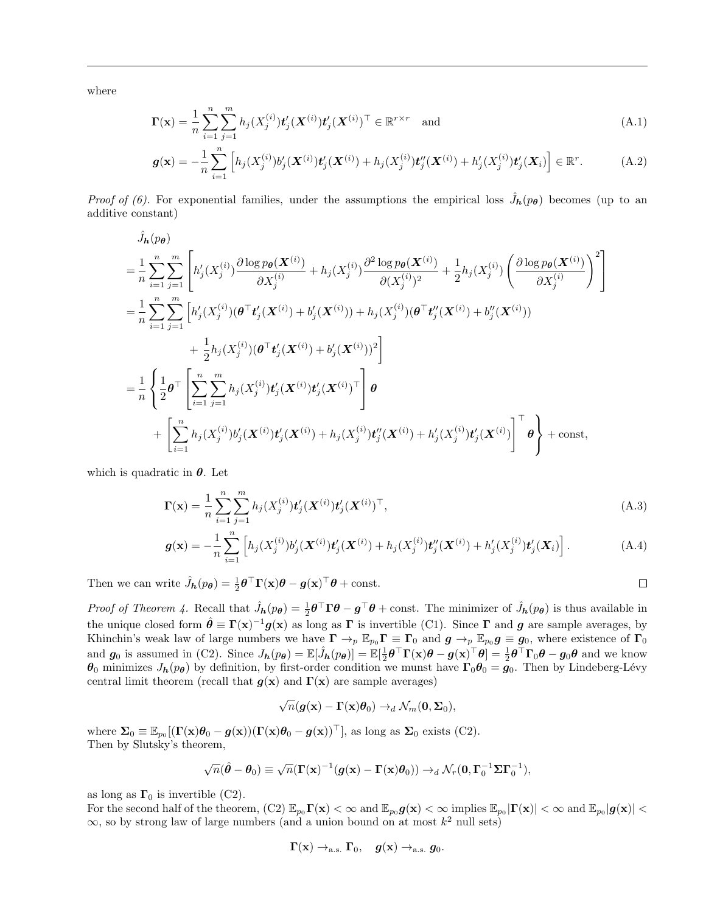where

$$\mathbf{\Gamma}(\mathbf{x}) = \frac{1}{n}\sum_{i=1}^{n}\sum_{j=1}^{m} h_j(X_j^{(i)})\boldsymbol{t}_j'(\boldsymbol{X}^{(i)})\boldsymbol{t}_j'(\boldsymbol{X}^{(i)})^\top \in \mathbb{R}^{r\times r} \quad \text{and} \tag{A.1}$$

$$\boldsymbol{g}(\mathbf{x}) = -\frac{1}{n}\sum_{i=1}^{n}\left[h_j(X_j^{(i)})b_j'(\boldsymbol{X}^{(i)})\boldsymbol{t}_j'(\boldsymbol{X}^{(i)}) + h_j(X_j^{(i)})\boldsymbol{t}_j''(\boldsymbol{X}^{(i)}) + h_j'(X_j^{(i)})\boldsymbol{t}_j'(\boldsymbol{X}_i)\right] \in \mathbb{R}^r. \tag{A.2}$$

*Proof of (6).* For exponential families, under the assumptions the empirical loss $\hat{J}_{\boldsymbol{h}}(p_{\boldsymbol{\theta}})$ becomes (up to an additive constant)

$$\begin{aligned}
&\hat{J}_{\boldsymbol{h}}(p_{\boldsymbol{\theta}})\\
=&\frac{1}{n}\sum_{i=1}^{n}\sum_{j=1}^{m}\left[h_j'(X_j^{(i)})\frac{\partial \log p_{\boldsymbol{\theta}}(\boldsymbol{X}^{(i)})}{\partial X_j^{(i)}} + h_j(X_j^{(i)})\frac{\partial^2 \log p_{\boldsymbol{\theta}}(\boldsymbol{X}^{(i)})}{\partial (X_j^{(i)})^2} + \frac{1}{2}h_j(X_j^{(i)})\left(\frac{\partial \log p_{\boldsymbol{\theta}}(\boldsymbol{X}^{(i)})}{\partial X_j^{(i)}}\right)^2\right]\\
=&\frac{1}{n}\sum_{i=1}^{n}\sum_{j=1}^{m}\Big[h_j'(X_j^{(i)})(\boldsymbol{\theta}^\top\boldsymbol{t}_j'(\boldsymbol{X}^{(i)}) + b_j'(\boldsymbol{X}^{(i)})) + h_j(X_j^{(i)})(\boldsymbol{\theta}^\top\boldsymbol{t}_j''(\boldsymbol{X}^{(i)}) + b_j''(\boldsymbol{X}^{(i)}))\\
&\qquad + \frac{1}{2}h_j(X_j^{(i)})(\boldsymbol{\theta}^\top\boldsymbol{t}_j'(\boldsymbol{X}^{(i)}) + b_j'(\boldsymbol{X}^{(i)}))^2\Big]\\
=&\frac{1}{n}\Bigg\{\frac{1}{2}\boldsymbol{\theta}^\top\left[\sum_{i=1}^{n}\sum_{j=1}^{m}h_j(X_j^{(i)})\boldsymbol{t}_j'(\boldsymbol{X}^{(i)})\boldsymbol{t}_j'(\boldsymbol{X}^{(i)})^\top\right]\boldsymbol{\theta}\\
&\quad + \left[\sum_{i=1}^{n}h_j(X_j^{(i)})b_j'(\boldsymbol{X}^{(i)})\boldsymbol{t}_j'(\boldsymbol{X}^{(i)}) + h_j(X_j^{(i)})\boldsymbol{t}_j''(\boldsymbol{X}^{(i)}) + h_j'(X_j^{(i)})\boldsymbol{t}_j'(\boldsymbol{X}^{(i)})\right]^\top\boldsymbol{\theta}\Bigg\} + \text{const},
\end{aligned}$$

which is quadratic in $\boldsymbol{\theta}$. Let

$$\mathbf{\Gamma}(\mathbf{x}) = \frac{1}{n}\sum_{i=1}^{n}\sum_{j=1}^{m} h_j(X_j^{(i)})\boldsymbol{t}_j'(\boldsymbol{X}^{(i)})\boldsymbol{t}_j'(\boldsymbol{X}^{(i)})^\top, \tag{A.3}$$

$$\boldsymbol{g}(\mathbf{x}) = -\frac{1}{n}\sum_{i=1}^{n}\left[h_j(X_j^{(i)})b_j'(\boldsymbol{X}^{(i)})\boldsymbol{t}_j'(\boldsymbol{X}^{(i)}) + h_j(X_j^{(i)})\boldsymbol{t}_j''(\boldsymbol{X}^{(i)}) + h_j'(X_j^{(i)})\boldsymbol{t}_j'(\boldsymbol{X}_i)\right]. \tag{A.4}$$

Then we can write $\hat{J}_{\boldsymbol{h}}(p_{\boldsymbol{\theta}}) = \frac{1}{2}\boldsymbol{\theta}^\top\mathbf{\Gamma}(\mathbf{x})\boldsymbol{\theta} - \boldsymbol{g}(\mathbf{x})^\top\boldsymbol{\theta} + \text{const}$. □

*Proof of Theorem 4.* Recall that $\hat{J}_{\boldsymbol{h}}(p_{\boldsymbol{\theta}}) = \frac{1}{2}\boldsymbol{\theta}^\top\mathbf{\Gamma}\boldsymbol{\theta} - \boldsymbol{g}^\top\boldsymbol{\theta} + \text{const}$. The minimizer of $\hat{J}_{\boldsymbol{h}}(p_{\boldsymbol{\theta}})$ is thus available in the unique closed form $\hat{\boldsymbol{\theta}} \equiv \mathbf{\Gamma}(\mathbf{x})^{-1}\boldsymbol{g}(\mathbf{x})$ as long as $\mathbf{\Gamma}$ is invertible (C1). Since $\mathbf{\Gamma}$ and $\boldsymbol{g}$ are sample averages, by Khinchin's weak law of large numbers we have $\mathbf{\Gamma} \to_p \mathbb{E}_{p_0}\mathbf{\Gamma} \equiv \mathbf{\Gamma}_0$ and $\boldsymbol{g} \to_p \mathbb{E}_{p_0}\boldsymbol{g} \equiv \boldsymbol{g}_0$, where existence of $\mathbf{\Gamma}_0$ and $\boldsymbol{g}_0$ is assumed in (C2). Since $J_{\boldsymbol{h}}(p_{\boldsymbol{\theta}}) = \mathbb{E}[\hat{J}_{\boldsymbol{h}}(p_{\boldsymbol{\theta}})] = \mathbb{E}[\frac{1}{2}\boldsymbol{\theta}^\top\mathbf{\Gamma}(\mathbf{x})\boldsymbol{\theta} - \boldsymbol{g}(\mathbf{x})^\top\boldsymbol{\theta}] = \frac{1}{2}\boldsymbol{\theta}^\top\mathbf{\Gamma}_0\boldsymbol{\theta} - \boldsymbol{g}_0\boldsymbol{\theta}$ and we know $\boldsymbol{\theta}_0$ minimizes $J_{\boldsymbol{h}}(p_{\boldsymbol{\theta}})$ by definition, by first-order condition we munst have $\mathbf{\Gamma}_0\boldsymbol{\theta}_0 = \boldsymbol{g}_0$. Then by Lindeberg-Lévy central limit theorem (recall that $\boldsymbol{g}(\mathbf{x})$ and $\mathbf{\Gamma}(\mathbf{x})$ are sample averages)

$$\sqrt{n}(\boldsymbol{g}(\mathbf{x}) - \mathbf{\Gamma}(\mathbf{x})\boldsymbol{\theta}_0) \to_d \mathcal{N}_m(\mathbf{0}, \mathbf{\Sigma}_0),$$

where $\mathbf{\Sigma}_0 \equiv \mathbb{E}_{p_0}[(\mathbf{\Gamma}(\mathbf{x})\boldsymbol{\theta}_0 - \boldsymbol{g}(\mathbf{x}))(\mathbf{\Gamma}(\mathbf{x})\boldsymbol{\theta}_0 - \boldsymbol{g}(\mathbf{x}))^\top]$, as long as $\mathbf{\Sigma}_0$ exists (C2).
Then by Slutsky's theorem,

$$\sqrt{n}(\hat{\boldsymbol{\theta}} - \boldsymbol{\theta}_0) \equiv \sqrt{n}(\mathbf{\Gamma}(\mathbf{x})^{-1}(\boldsymbol{g}(\mathbf{x}) - \mathbf{\Gamma}(\mathbf{x})\boldsymbol{\theta}_0)) \to_d \mathcal{N}_r(\mathbf{0}, \mathbf{\Gamma}_0^{-1}\mathbf{\Sigma}\mathbf{\Gamma}_0^{-1}),$$

as long as $\mathbf{\Gamma}_0$ is invertible (C2).
For the second half of the theorem, (C2) $\mathbb{E}_{p_0}\mathbf{\Gamma}(\mathbf{x}) < \infty$ and $\mathbb{E}_{p_0}\boldsymbol{g}(\mathbf{x}) < \infty$ implies $\mathbb{E}_{p_0}|\mathbf{\Gamma}(\mathbf{x})| < \infty$ and $\mathbb{E}_{p_0}|\boldsymbol{g}(\mathbf{x})| < \infty$, so by strong law of large numbers (and a union bound on at most $k^2$ null sets)

$$\mathbf{\Gamma}(\mathbf{x}) \to_{\text{a.s.}} \mathbf{\Gamma}_0, \quad \boldsymbol{g}(\mathbf{x}) \to_{\text{a.s.}} \boldsymbol{g}_0.$$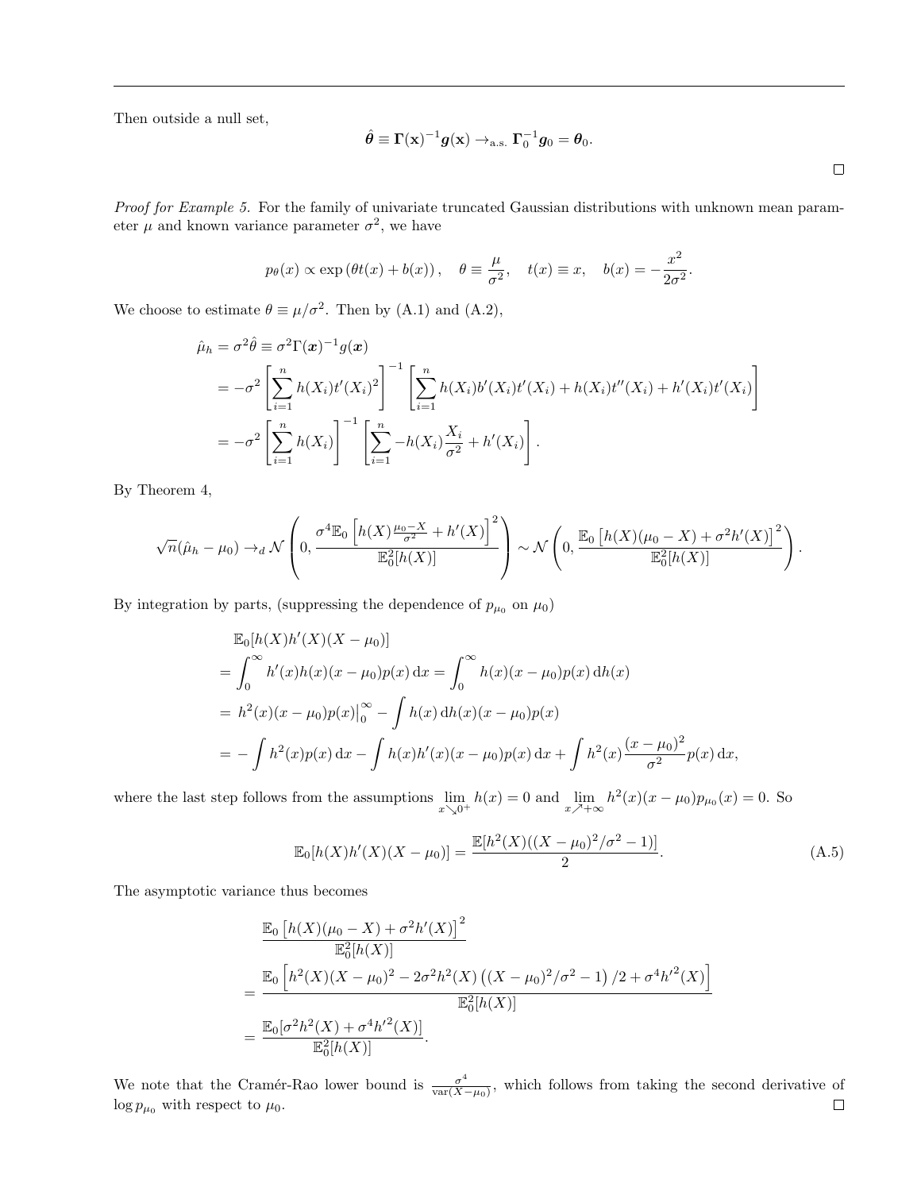Then outside a null set,

$$\hat{\boldsymbol{\theta}} \equiv \boldsymbol{\Gamma}(\mathbf{x})^{-1} \boldsymbol{g}(\mathbf{x}) \rightarrow_{\text{a.s.}} \boldsymbol{\Gamma}_0^{-1} \boldsymbol{g}_0 = \boldsymbol{\theta}_0.$$

$\square$

*Proof for Example 5.* For the family of univariate truncated Gaussian distributions with unknown mean parameter $\mu$ and known variance parameter $\sigma^2$, we have

$$p_\theta(x) \propto \exp\left(\theta t(x) + b(x)\right), \quad \theta \equiv \frac{\mu}{\sigma^2}, \quad t(x) \equiv x, \quad b(x) = -\frac{x^2}{2\sigma^2}.$$

We choose to estimate $\theta \equiv \mu/\sigma^2$. Then by (A.1) and (A.2),

$$\begin{aligned}
\hat{\mu}_h = \sigma^2 \hat{\theta} &\equiv \sigma^2 \Gamma(\boldsymbol{x})^{-1} g(\boldsymbol{x}) \\
&= -\sigma^2 \left[ \sum_{i=1}^n h(X_i) t'(X_i)^2 \right]^{-1} \left[ \sum_{i=1}^n h(X_i) b'(X_i) t'(X_i) + h(X_i) t''(X_i) + h'(X_i) t'(X_i) \right] \\
&= -\sigma^2 \left[ \sum_{i=1}^n h(X_i) \right]^{-1} \left[ \sum_{i=1}^n -h(X_i) \frac{X_i}{\sigma^2} + h'(X_i) \right].
\end{aligned}$$

By Theorem 4,

$$\sqrt{n}(\hat{\mu}_h - \mu_0) \rightarrow_d \mathcal{N}\left(0, \frac{\sigma^4 \mathbb{E}_0\left[h(X) \frac{\mu_0 - X}{\sigma^2} + h'(X)\right]^2}{\mathbb{E}_0^2[h(X)]}\right) \sim \mathcal{N}\left(0, \frac{\mathbb{E}_0\left[h(X)(\mu_0 - X) + \sigma^2 h'(X)\right]^2}{\mathbb{E}_0^2[h(X)]}\right).$$

By integration by parts, (suppressing the dependence of $p_{\mu_0}$ on $\mu_0$)

$$\begin{aligned}
&\mathbb{E}_0[h(X) h'(X)(X - \mu_0)] \\
&= \int_0^\infty h'(x) h(x)(x - \mu_0) p(x) \, \mathrm{d}x = \int_0^\infty h(x)(x - \mu_0) p(x) \, \mathrm{d}h(x) \\
&= h^2(x)(x - \mu_0) p(x)\big|_0^\infty - \int h(x) \, \mathrm{d}h(x)(x - \mu_0) p(x) \\
&= -\int h^2(x) p(x) \, \mathrm{d}x - \int h(x) h'(x)(x - \mu_0) p(x) \, \mathrm{d}x + \int h^2(x) \frac{(x - \mu_0)^2}{\sigma^2} p(x) \, \mathrm{d}x,
\end{aligned}$$

where the last step follows from the assumptions $\lim_{x \searrow 0^+} h(x) = 0$ and $\lim_{x \nearrow +\infty} h^2(x)(x - \mu_0) p_{\mu_0}(x) = 0$. So

$$\mathbb{E}_0[h(X) h'(X)(X - \mu_0)] = \frac{\mathbb{E}[h^2(X)((X - \mu_0)^2/\sigma^2 - 1)]}{2}. \tag{A.5}$$

The asymptotic variance thus becomes

$$\begin{aligned}
&\frac{\mathbb{E}_0\left[h(X)(\mu_0 - X) + \sigma^2 h'(X)\right]^2}{\mathbb{E}_0^2[h(X)]} \\
&= \frac{\mathbb{E}_0\left[h^2(X)(X - \mu_0)^2 - 2\sigma^2 h^2(X)\left((X - \mu_0)^2/\sigma^2 - 1\right)/2 + \sigma^4 h'^2(X)\right]}{\mathbb{E}_0^2[h(X)]} \\
&= \frac{\mathbb{E}_0[\sigma^2 h^2(X) + \sigma^4 h'^2(X)]}{\mathbb{E}_0^2[h(X)]}.
\end{aligned}$$

We note that the Cramér-Rao lower bound is $\frac{\sigma^4}{\mathrm{var}(X - \mu_0)}$, which follows from taking the second derivative of $\log p_{\mu_0}$ with respect to $\mu_0$. $\square$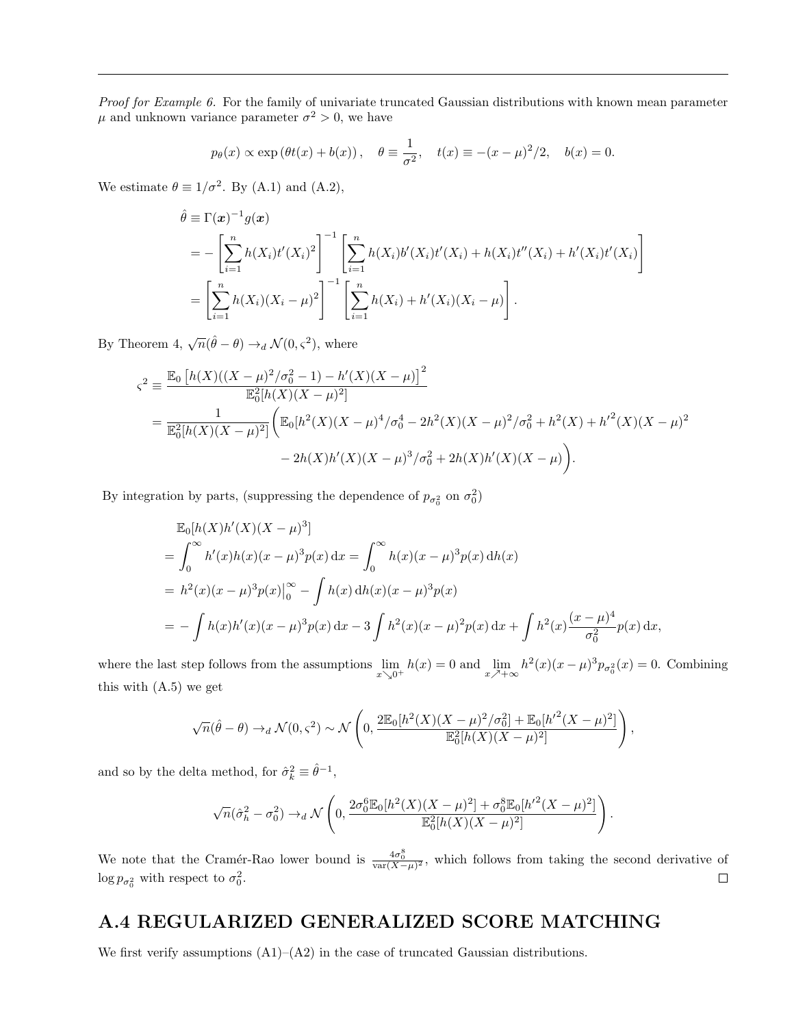*Proof for Example 6.* For the family of univariate truncated Gaussian distributions with known mean parameter $\mu$ and unknown variance parameter $\sigma^2 > 0$, we have

$$p_\theta(x) \propto \exp\left(\theta t(x) + b(x)\right), \quad \theta \equiv \frac{1}{\sigma^2}, \quad t(x) \equiv -(x-\mu)^2/2, \quad b(x) = 0.$$

We estimate $\theta \equiv 1/\sigma^2$. By (A.1) and (A.2),

$$\begin{aligned}
\hat{\theta} &\equiv \Gamma(\boldsymbol{x})^{-1} g(\boldsymbol{x}) \\
&= -\left[\sum_{i=1}^n h(X_i) t'(X_i)^2\right]^{-1} \left[\sum_{i=1}^n h(X_i) b'(X_i) t'(X_i) + h(X_i) t''(X_i) + h'(X_i) t'(X_i)\right] \\
&= \left[\sum_{i=1}^n h(X_i)(X_i - \mu)^2\right]^{-1} \left[\sum_{i=1}^n h(X_i) + h'(X_i)(X_i - \mu)\right].
\end{aligned}$$

By Theorem 4, $\sqrt{n}(\hat{\theta} - \theta) \to_d \mathcal{N}(0, \varsigma^2)$, where

$$\begin{aligned}
\varsigma^2 &\equiv \frac{\mathbb{E}_0\left[h(X)((X-\mu)^2/\sigma_0^2 - 1) - h'(X)(X-\mu)\right]^2}{\mathbb{E}_0^2[h(X)(X-\mu)^2]} \\
&= \frac{1}{\mathbb{E}_0^2[h(X)(X-\mu)^2]} \Big( \mathbb{E}_0[h^2(X)(X-\mu)^4/\sigma_0^4 - 2h^2(X)(X-\mu)^2/\sigma_0^2 + h^2(X) + {h'}^2(X)(X-\mu)^2 \\
&\qquad - 2h(X)h'(X)(X-\mu)^3/\sigma_0^2 + 2h(X)h'(X)(X-\mu) \Big).
\end{aligned}$$

By integration by parts, (suppressing the dependence of $p_{\sigma_0^2}$ on $\sigma_0^2$)

$$\begin{aligned}
&\mathbb{E}_0[h(X)h'(X)(X-\mu)^3] \\
&= \int_0^\infty h'(x)h(x)(x-\mu)^3 p(x)\,\mathrm{d}x = \int_0^\infty h(x)(x-\mu)^3 p(x)\,\mathrm{d}h(x) \\
&= h^2(x)(x-\mu)^3 p(x)\Big|_0^\infty - \int h(x)\,\mathrm{d}h(x)(x-\mu)^3 p(x) \\
&= -\int h(x)h'(x)(x-\mu)^3 p(x)\,\mathrm{d}x - 3\int h^2(x)(x-\mu)^2 p(x)\,\mathrm{d}x + \int h^2(x)\frac{(x-\mu)^4}{\sigma_0^2} p(x)\,\mathrm{d}x,
\end{aligned}$$

where the last step follows from the assumptions $\lim_{x \searrow 0^+} h(x) = 0$ and $\lim_{x \nearrow +\infty} h^2(x)(x-\mu)^3 p_{\sigma_0^2}(x) = 0$. Combining this with (A.5) we get

$$\sqrt{n}(\hat{\theta} - \theta) \to_d \mathcal{N}(0, \varsigma^2) \sim \mathcal{N}\left(0, \frac{2\mathbb{E}_0[h^2(X)(X-\mu)^2/\sigma_0^2] + \mathbb{E}_0[{h'}^2(X-\mu)^2]}{\mathbb{E}_0^2[h(X)(X-\mu)^2]}\right),$$

and so by the delta method, for $\hat{\sigma}_k^2 \equiv \hat{\theta}^{-1}$,

$$\sqrt{n}(\hat{\sigma}_h^2 - \sigma_0^2) \to_d \mathcal{N}\left(0, \frac{2\sigma_0^6 \mathbb{E}_0[h^2(X)(X-\mu)^2] + \sigma_0^8 \mathbb{E}_0[{h'}^2(X-\mu)^2]}{\mathbb{E}_0^2[h(X)(X-\mu)^2]}\right).$$

We note that the Cramér-Rao lower bound is $\frac{4\sigma_0^8}{\mathrm{var}(X-\mu)^2}$, which follows from taking the second derivative of $\log p_{\sigma_0^2}$ with respect to $\sigma_0^2$. $\square$

## A.4 REGULARIZED GENERALIZED SCORE MATCHING

We first verify assumptions (A1)–(A2) in the case of truncated Gaussian distributions.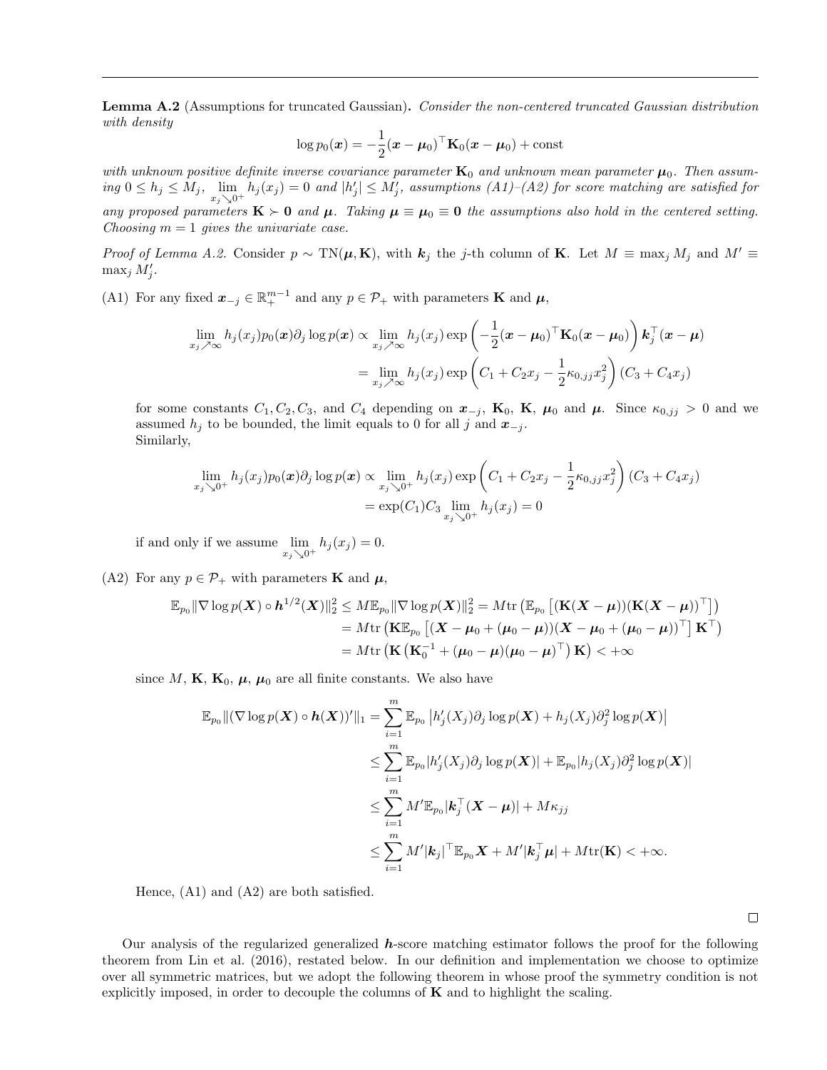**Lemma A.2** (Assumptions for truncated Gaussian)**.** *Consider the non-centered truncated Gaussian distribution with density*

$$\log p_0(\boldsymbol{x}) = -\frac{1}{2}(\boldsymbol{x} - \boldsymbol{\mu}_0)^\top \mathbf{K}_0(\boldsymbol{x} - \boldsymbol{\mu}_0) + \text{const}$$

*with unknown positive definite inverse covariance parameter $\mathbf{K}_0$ and unknown mean parameter $\boldsymbol{\mu}_0$. Then assuming $0 \le h_j \le M_j$, $\lim_{x_j \searrow 0^+} h_j(x_j) = 0$ and $|h_j'| \le M_j'$, assumptions (A1)–(A2) for score matching are satisfied for any proposed parameters $\mathbf{K} \succ \mathbf{0}$ and $\boldsymbol{\mu}$. Taking $\boldsymbol{\mu} \equiv \boldsymbol{\mu}_0 \equiv \mathbf{0}$ the assumptions also hold in the centered setting. Choosing $m = 1$ gives the univariate case.*

*Proof of Lemma A.2.* Consider $p \sim \text{TN}(\boldsymbol{\mu}, \mathbf{K})$, with $\boldsymbol{k}_j$ the $j$-th column of $\mathbf{K}$. Let $M \equiv \max_j M_j$ and $M' \equiv \max_j M_j'$.

(A1) For any fixed $\boldsymbol{x}_{-j} \in \mathbb{R}_+^{m-1}$ and any $p \in \mathcal{P}_+$ with parameters $\mathbf{K}$ and $\boldsymbol{\mu}$,

$$\begin{aligned}\lim_{x_j \nearrow \infty} h_j(x_j) p_0(\boldsymbol{x}) \partial_j \log p(\boldsymbol{x}) &\propto \lim_{x_j \nearrow \infty} h_j(x_j) \exp\left(-\frac{1}{2}(\boldsymbol{x} - \boldsymbol{\mu}_0)^\top \mathbf{K}_0 (\boldsymbol{x} - \boldsymbol{\mu}_0)\right) \boldsymbol{k}_j^\top (\boldsymbol{x} - \boldsymbol{\mu}) \\ &= \lim_{x_j \nearrow \infty} h_j(x_j) \exp\left(C_1 + C_2 x_j - \frac{1}{2}\kappa_{0,jj} x_j^2\right)(C_3 + C_4 x_j)\end{aligned}$$

for some constants $C_1, C_2, C_3$, and $C_4$ depending on $\boldsymbol{x}_{-j}$, $\mathbf{K}_0$, $\mathbf{K}$, $\boldsymbol{\mu}_0$ and $\boldsymbol{\mu}$. Since $\kappa_{0,jj} > 0$ and we assumed $h_j$ to be bounded, the limit equals to 0 for all $j$ and $\boldsymbol{x}_{-j}$.
Similarly,

$$\begin{aligned}\lim_{x_j \searrow 0^+} h_j(x_j) p_0(\boldsymbol{x}) \partial_j \log p(\boldsymbol{x}) &\propto \lim_{x_j \searrow 0^+} h_j(x_j) \exp\left(C_1 + C_2 x_j - \frac{1}{2}\kappa_{0,jj} x_j^2\right)(C_3 + C_4 x_j) \\ &= \exp(C_1) C_3 \lim_{x_j \searrow 0^+} h_j(x_j) = 0\end{aligned}$$

if and only if we assume $\lim_{x_j \searrow 0^+} h_j(x_j) = 0$.

(A2) For any $p \in \mathcal{P}_+$ with parameters $\mathbf{K}$ and $\boldsymbol{\mu}$,

$$\begin{aligned}\mathbb{E}_{p_0} \|\nabla \log p(\boldsymbol{X}) \circ \boldsymbol{h}^{1/2}(\boldsymbol{X})\|_2^2 &\le M \mathbb{E}_{p_0} \|\nabla \log p(\boldsymbol{X})\|_2^2 = M \text{tr}\left(\mathbb{E}_{p_0}\left[(\mathbf{K}(\boldsymbol{X} - \boldsymbol{\mu}))(\mathbf{K}(\boldsymbol{X} - \boldsymbol{\mu}))^\top\right]\right) \\ &= M \text{tr}\left(\mathbf{K} \mathbb{E}_{p_0}\left[(\boldsymbol{X} - \boldsymbol{\mu}_0 + (\boldsymbol{\mu}_0 - \boldsymbol{\mu}))(\boldsymbol{X} - \boldsymbol{\mu}_0 + (\boldsymbol{\mu}_0 - \boldsymbol{\mu}))^\top\right] \mathbf{K}^\top\right) \\ &= M \text{tr}\left(\mathbf{K}\left(\mathbf{K}_0^{-1} + (\boldsymbol{\mu}_0 - \boldsymbol{\mu})(\boldsymbol{\mu}_0 - \boldsymbol{\mu})^\top\right)\mathbf{K}\right) < +\infty\end{aligned}$$

since $M$, $\mathbf{K}$, $\mathbf{K}_0$, $\boldsymbol{\mu}$, $\boldsymbol{\mu}_0$ are all finite constants. We also have

$$\begin{aligned}\mathbb{E}_{p_0} \|(\nabla \log p(\boldsymbol{X}) \circ \boldsymbol{h}(\boldsymbol{X}))'\|_1 &= \sum_{i=1}^m \mathbb{E}_{p_0}\left|h_j'(X_j) \partial_j \log p(\boldsymbol{X}) + h_j(X_j) \partial_j^2 \log p(\boldsymbol{X})\right| \\ &\le \sum_{i=1}^m \mathbb{E}_{p_0} |h_j'(X_j) \partial_j \log p(\boldsymbol{X})| + \mathbb{E}_{p_0} |h_j(X_j) \partial_j^2 \log p(\boldsymbol{X})| \\ &\le \sum_{i=1}^m M' \mathbb{E}_{p_0} |\boldsymbol{k}_j^\top (\boldsymbol{X} - \boldsymbol{\mu})| + M \kappa_{jj} \\ &\le \sum_{i=1}^m M' |\boldsymbol{k}_j|^\top \mathbb{E}_{p_0} \boldsymbol{X} + M' |\boldsymbol{k}_j^\top \boldsymbol{\mu}| + M \text{tr}(\mathbf{K}) < +\infty.\end{aligned}$$

Hence, (A1) and (A2) are both satisfied.

□

Our analysis of the regularized generalized $\boldsymbol{h}$-score matching estimator follows the proof for the following theorem from Lin et al. (2016), restated below. In our definition and implementation we choose to optimize over all symmetric matrices, but we adopt the following theorem in whose proof the symmetry condition is not explicitly imposed, in order to decouple the columns of $\mathbf{K}$ and to highlight the scaling.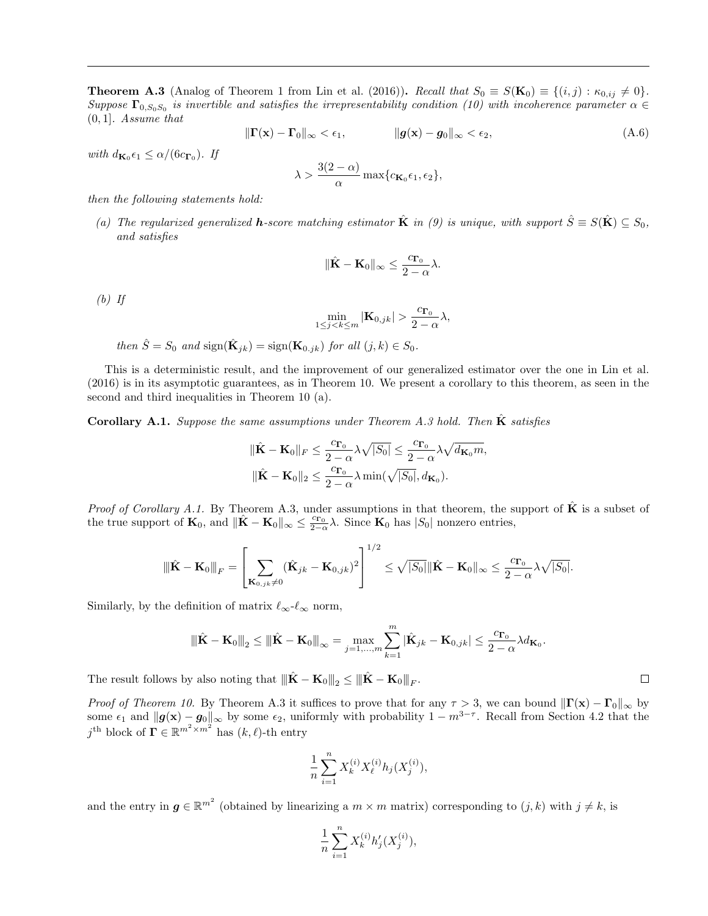**Theorem A.3** (Analog of Theorem 1 from Lin et al. (2016)). *Recall that $S_0 \equiv S(\mathbf{K}_0) \equiv \{(i,j) : \kappa_{0,ij} \neq 0\}$. Suppose $\mathbf{\Gamma}_{0,S_0 S_0}$ is invertible and satisfies the irrepresentability condition (10) with incoherence parameter $\alpha \in (0,1]$. Assume that*

$$\|\mathbf{\Gamma}(\mathbf{x}) - \mathbf{\Gamma}_0\|_\infty < \epsilon_1, \qquad \|\boldsymbol{g}(\mathbf{x}) - \boldsymbol{g}_0\|_\infty < \epsilon_2, \tag{A.6}$$

*with $d_{\mathbf{K}_0}\epsilon_1 \leq \alpha/(6c_{\mathbf{\Gamma}_0})$. If*

$$\lambda > \frac{3(2-\alpha)}{\alpha} \max\{c_{\mathbf{K}_0}\epsilon_1, \epsilon_2\},$$

*then the following statements hold:*

*(a) The regularized generalized $\boldsymbol{h}$-score matching estimator $\hat{\mathbf{K}}$ in (9) is unique, with support $\hat{S} \equiv S(\hat{\mathbf{K}}) \subseteq S_0$, and satisfies*

$$\|\hat{\mathbf{K}} - \mathbf{K}_0\|_\infty \leq \frac{c_{\mathbf{\Gamma}_0}}{2-\alpha}\lambda.$$

*(b) If*

$$\min_{1 \leq j < k \leq m} |\mathbf{K}_{0,jk}| > \frac{c_{\mathbf{\Gamma}_0}}{2-\alpha}\lambda,$$

*then $\hat{S} = S_0$ and $\operatorname{sign}(\hat{\mathbf{K}}_{jk}) = \operatorname{sign}(\mathbf{K}_{0,jk})$ for all $(j,k) \in S_0$.*

This is a deterministic result, and the improvement of our generalized estimator over the one in Lin et al. (2016) is in its asymptotic guarantees, as in Theorem 10. We present a corollary to this theorem, as seen in the second and third inequalities in Theorem 10 (a).

**Corollary A.1.** *Suppose the same assumptions under Theorem A.3 hold. Then $\hat{\mathbf{K}}$ satisfies*

$$\|\hat{\mathbf{K}} - \mathbf{K}_0\|_F \leq \frac{c_{\mathbf{\Gamma}_0}}{2-\alpha}\lambda\sqrt{|S_0|} \leq \frac{c_{\mathbf{\Gamma}_0}}{2-\alpha}\lambda\sqrt{d_{\mathbf{K}_0} m},$$
$$\|\hat{\mathbf{K}} - \mathbf{K}_0\|_2 \leq \frac{c_{\mathbf{\Gamma}_0}}{2-\alpha}\lambda \min(\sqrt{|S_0|}, d_{\mathbf{K}_0}).$$

*Proof of Corollary A.1.* By Theorem A.3, under assumptions in that theorem, the support of $\hat{\mathbf{K}}$ is a subset of the true support of $\mathbf{K}_0$, and $\|\hat{\mathbf{K}} - \mathbf{K}_0\|_\infty \leq \frac{c_{\mathbf{\Gamma}_0}}{2-\alpha}\lambda$. Since $\mathbf{K}_0$ has $|S_0|$ nonzero entries,

$$|||\hat{\mathbf{K}} - \mathbf{K}_0|||_F = \left[\sum_{\mathbf{K}_{0,jk} \neq 0} (\hat{\mathbf{K}}_{jk} - \mathbf{K}_{0,jk})^2\right]^{1/2} \leq \sqrt{|S_0|}\|\hat{\mathbf{K}} - \mathbf{K}_0\|_\infty \leq \frac{c_{\mathbf{\Gamma}_0}}{2-\alpha}\lambda\sqrt{|S_0|}.$$

Similarly, by the definition of matrix $\ell_\infty$-$\ell_\infty$ norm,

$$|||\hat{\mathbf{K}} - \mathbf{K}_0|||_2 \leq |||\hat{\mathbf{K}} - \mathbf{K}_0|||_\infty = \max_{j=1,\ldots,m} \sum_{k=1}^m |\hat{\mathbf{K}}_{jk} - \mathbf{K}_{0,jk}| \leq \frac{c_{\mathbf{\Gamma}_0}}{2-\alpha}\lambda d_{\mathbf{K}_0}.$$

The result follows by also noting that $|||\hat{\mathbf{K}} - \mathbf{K}_0|||_2 \leq |||\hat{\mathbf{K}} - \mathbf{K}_0|||_F$. $\square$

*Proof of Theorem 10.* By Theorem A.3 it suffices to prove that for any $\tau > 3$, we can bound $\|\mathbf{\Gamma}(\mathbf{x}) - \mathbf{\Gamma}_0\|_\infty$ by some $\epsilon_1$ and $\|\boldsymbol{g}(\mathbf{x}) - \boldsymbol{g}_0\|_\infty$ by some $\epsilon_2$, uniformly with probability $1 - m^{3-\tau}$. Recall from Section 4.2 that the $j^{\text{th}}$ block of $\mathbf{\Gamma} \in \mathbb{R}^{m^2 \times m^2}$ has $(k,\ell)$-th entry

$$\frac{1}{n}\sum_{i=1}^n X_k^{(i)} X_\ell^{(i)} h_j(X_j^{(i)}),$$

and the entry in $\boldsymbol{g} \in \mathbb{R}^{m^2}$ (obtained by linearizing a $m \times m$ matrix) corresponding to $(j,k)$ with $j \neq k$, is

$$\frac{1}{n}\sum_{i=1}^n X_k^{(i)} h_j'(X_j^{(i)}),$$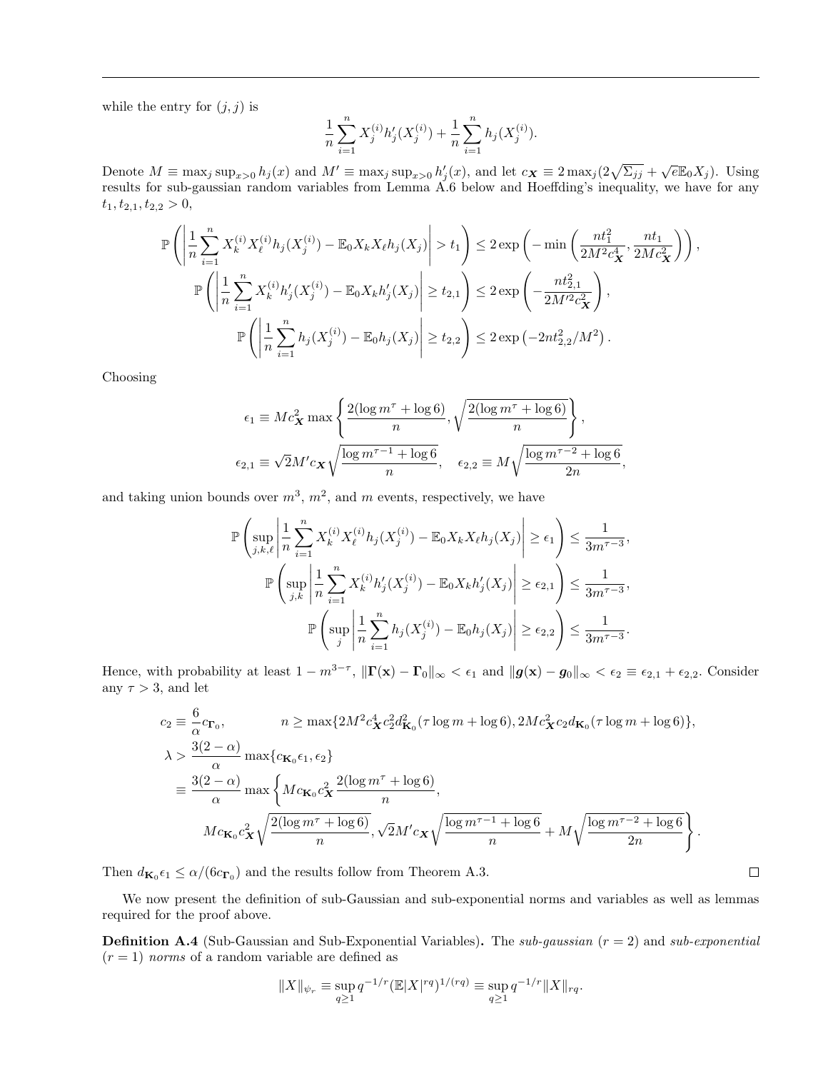while the entry for $(j,j)$ is

$$\frac{1}{n}\sum_{i=1}^{n} X_j^{(i)} h_j'(X_j^{(i)}) + \frac{1}{n}\sum_{i=1}^{n} h_j(X_j^{(i)}).$$

Denote $M \equiv \max_j \sup_{x>0} h_j(x)$ and $M' \equiv \max_j \sup_{x>0} h_j'(x)$, and let $c_{\boldsymbol{X}} \equiv 2\max_j(2\sqrt{\Sigma_{jj}} + \sqrt{e}\mathbb{E}_0 X_j)$. Using results for sub-gaussian random variables from Lemma A.6 below and Hoeffding's inequality, we have for any $t_1, t_{2,1}, t_{2,2} > 0$,

$$\mathbb{P}\left(\left|\frac{1}{n}\sum_{i=1}^{n} X_k^{(i)} X_\ell^{(i)} h_j(X_j^{(i)}) - \mathbb{E}_0 X_k X_\ell h_j(X_j)\right| > t_1\right) \le 2\exp\left(-\min\left(\frac{nt_1^2}{2M^2 c_{\boldsymbol{X}}^4}, \frac{nt_1}{2Mc_{\boldsymbol{X}}^2}\right)\right),$$

$$\mathbb{P}\left(\left|\frac{1}{n}\sum_{i=1}^{n} X_k^{(i)} h_j'(X_j^{(i)}) - \mathbb{E}_0 X_k h_j'(X_j)\right| \ge t_{2,1}\right) \le 2\exp\left(-\frac{nt_{2,1}^2}{2M'^2 c_{\boldsymbol{X}}^2}\right),$$

$$\mathbb{P}\left(\left|\frac{1}{n}\sum_{i=1}^{n} h_j(X_j^{(i)}) - \mathbb{E}_0 h_j(X_j)\right| \ge t_{2,2}\right) \le 2\exp\left(-2nt_{2,2}^2/M^2\right).$$

Choosing

$$\epsilon_1 \equiv Mc_{\boldsymbol{X}}^2 \max\left\{\frac{2(\log m^\tau + \log 6)}{n}, \sqrt{\frac{2(\log m^\tau + \log 6)}{n}}\right\},$$

$$\epsilon_{2,1} \equiv \sqrt{2}M'c_{\boldsymbol{X}}\sqrt{\frac{\log m^{\tau-1} + \log 6}{n}}, \quad \epsilon_{2,2} \equiv M\sqrt{\frac{\log m^{\tau-2} + \log 6}{2n}},$$

and taking union bounds over $m^3$, $m^2$, and $m$ events, respectively, we have

$$\mathbb{P}\left(\sup_{j,k,\ell}\left|\frac{1}{n}\sum_{i=1}^{n} X_k^{(i)} X_\ell^{(i)} h_j(X_j^{(i)}) - \mathbb{E}_0 X_k X_\ell h_j(X_j)\right| \ge \epsilon_1\right) \le \frac{1}{3m^{\tau-3}},$$

$$\mathbb{P}\left(\sup_{j,k}\left|\frac{1}{n}\sum_{i=1}^{n} X_k^{(i)} h_j'(X_j^{(i)}) - \mathbb{E}_0 X_k h_j'(X_j)\right| \ge \epsilon_{2,1}\right) \le \frac{1}{3m^{\tau-3}},$$

$$\mathbb{P}\left(\sup_{j}\left|\frac{1}{n}\sum_{i=1}^{n} h_j(X_j^{(i)}) - \mathbb{E}_0 h_j(X_j)\right| \ge \epsilon_{2,2}\right) \le \frac{1}{3m^{\tau-3}}.$$

Hence, with probability at least $1 - m^{3-\tau}$, $\|\boldsymbol{\Gamma}(\mathbf{x}) - \boldsymbol{\Gamma}_0\|_\infty < \epsilon_1$ and $\|\boldsymbol{g}(\mathbf{x}) - \boldsymbol{g}_0\|_\infty < \epsilon_2 \equiv \epsilon_{2,1} + \epsilon_{2,2}$. Consider any $\tau > 3$, and let

$$\begin{aligned}
c_2 &\equiv \frac{6}{\alpha}c_{\boldsymbol{\Gamma}_0}, \qquad\qquad n \ge \max\{2M^2c_{\boldsymbol{X}}^4 c_2^2 d_{\mathbf{K}_0}^2(\tau\log m + \log 6), 2Mc_{\boldsymbol{X}}^2 c_2 d_{\mathbf{K}_0}(\tau\log m + \log 6)\},\\
\lambda &> \frac{3(2-\alpha)}{\alpha}\max\{c_{\mathbf{K}_0}\epsilon_1, \epsilon_2\}\\
&\equiv \frac{3(2-\alpha)}{\alpha}\max\left\{Mc_{\mathbf{K}_0}c_{\boldsymbol{X}}^2\frac{2(\log m^\tau + \log 6)}{n},\right.\\
&\qquad \left. Mc_{\mathbf{K}_0}c_{\boldsymbol{X}}^2\sqrt{\frac{2(\log m^\tau + \log 6)}{n}}, \sqrt{2}M'c_{\boldsymbol{X}}\sqrt{\frac{\log m^{\tau-1} + \log 6}{n}} + M\sqrt{\frac{\log m^{\tau-2} + \log 6}{2n}}\right\}.
\end{aligned}$$

Then $d_{\mathbf{K}_0}\epsilon_1 \le \alpha/(6c_{\boldsymbol{\Gamma}_0})$ and the results follow from Theorem A.3. □

We now present the definition of sub-Gaussian and sub-exponential norms and variables as well as lemmas required for the proof above.

**Definition A.4** (Sub-Gaussian and Sub-Exponential Variables)**.** The *sub-gaussian* ($r = 2$) and *sub-exponential* ($r = 1$) *norms* of a random variable are defined as

$$\|X\|_{\psi_r} \equiv \sup_{q\ge 1} q^{-1/r}(\mathbb{E}|X|^{rq})^{1/(rq)} \equiv \sup_{q\ge 1} q^{-1/r}\|X\|_{rq}.$$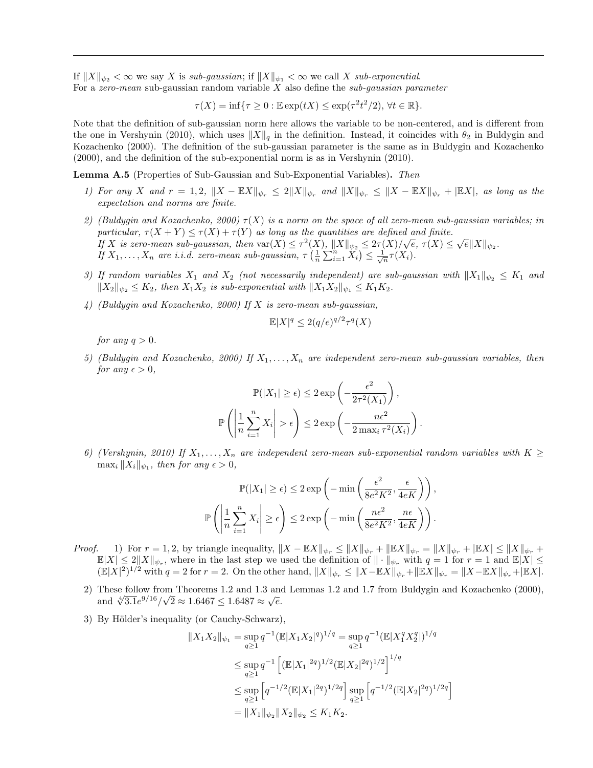If $\|X\|_{\psi_2} < \infty$ we say $X$ is *sub-gaussian*; if $\|X\|_{\psi_1} < \infty$ we call $X$ *sub-exponential*.
For a *zero-mean* sub-gaussian random variable $X$ also define the *sub-gaussian parameter*

$$\tau(X) = \inf\{\tau \geq 0 : \mathbb{E}\exp(tX) \leq \exp(\tau^2 t^2/2),\ \forall t \in \mathbb{R}\}.$$

Note that the definition of sub-gaussian norm here allows the variable to be non-centered, and is different from the one in Vershynin (2010), which uses $\|X\|_q$ in the definition. Instead, it coincides with $\theta_2$ in Buldygin and Kozachenko (2000). The definition of the sub-gaussian parameter is the same as in Buldygin and Kozachenko (2000), and the definition of the sub-exponential norm is as in Vershynin (2010).

**Lemma A.5** (Properties of Sub-Gaussian and Sub-Exponential Variables)**.** *Then*

1) *For any $X$ and $r = 1, 2$, $\|X - \mathbb{E}X\|_{\psi_r} \leq 2\|X\|_{\psi_r}$ and $\|X\|_{\psi_r} \leq \|X - \mathbb{E}X\|_{\psi_r} + |\mathbb{E}X|$, as long as the expectation and norms are finite.*

2) *(Buldygin and Kozachenko, 2000) $\tau(X)$ is a norm on the space of all zero-mean sub-gaussian variables; in particular, $\tau(X+Y) \leq \tau(X) + \tau(Y)$ as long as the quantities are defined and finite.*
*If $X$ is zero-mean sub-gaussian, then $\mathrm{var}(X) \leq \tau^2(X)$, $\|X\|_{\psi_2} \leq 2\tau(X)/\sqrt{e}$, $\tau(X) \leq \sqrt{e}\|X\|_{\psi_2}$.*
*If $X_1, \ldots, X_n$ are i.i.d. zero-mean sub-gaussian, $\tau\left(\frac{1}{n}\sum_{i=1}^n X_i\right) \leq \frac{1}{\sqrt{n}}\tau(X_i)$.*

3) *If random variables $X_1$ and $X_2$ (not necessarily independent) are sub-gaussian with $\|X_1\|_{\psi_2} \leq K_1$ and $\|X_2\|_{\psi_2} \leq K_2$, then $X_1 X_2$ is sub-exponential with $\|X_1 X_2\|_{\psi_1} \leq K_1 K_2$.*

4) *(Buldygin and Kozachenko, 2000) If $X$ is zero-mean sub-gaussian,*

$$\mathbb{E}|X|^q \leq 2(q/e)^{q/2}\tau^q(X)$$

*for any $q > 0$.*

5) *(Buldygin and Kozachenko, 2000) If $X_1, \ldots, X_n$ are independent zero-mean sub-gaussian variables, then for any $\epsilon > 0$,*

$$\mathbb{P}(|X_1| \geq \epsilon) \leq 2\exp\left(-\frac{\epsilon^2}{2\tau^2(X_1)}\right),$$
$$\mathbb{P}\left(\left|\frac{1}{n}\sum_{i=1}^n X_i\right| > \epsilon\right) \leq 2\exp\left(-\frac{n\epsilon^2}{2\max_i \tau^2(X_i)}\right).$$

6) *(Vershynin, 2010) If $X_1, \ldots, X_n$ are independent zero-mean sub-exponential random variables with $K \geq \max_i \|X_i\|_{\psi_1}$, then for any $\epsilon > 0$,*

$$\mathbb{P}(|X_1| \geq \epsilon) \leq 2\exp\left(-\min\left(\frac{\epsilon^2}{8e^2K^2}, \frac{\epsilon}{4eK}\right)\right),$$
$$\mathbb{P}\left(\left|\frac{1}{n}\sum_{i=1}^n X_i\right| \geq \epsilon\right) \leq 2\exp\left(-\min\left(\frac{n\epsilon^2}{8e^2K^2}, \frac{n\epsilon}{4eK}\right)\right).$$

*Proof.* 1) For $r = 1, 2$, by triangle inequality, $\|X - \mathbb{E}X\|_{\psi_r} \leq \|X\|_{\psi_r} + \|\mathbb{E}X\|_{\psi_r} = \|X\|_{\psi_r} + |\mathbb{E}X| \leq \|X\|_{\psi_r} + \mathbb{E}|X| \leq 2\|X\|_{\psi_r}$, where in the last step we used the definition of $\|\cdot\|_{\psi_r}$ with $q = 1$ for $r = 1$ and $\mathbb{E}|X| \leq (\mathbb{E}|X|^2)^{1/2}$ with $q = 2$ for $r = 2$. On the other hand, $\|X\|_{\psi_r} \leq \|X - \mathbb{E}X\|_{\psi_r} + \|\mathbb{E}X\|_{\psi_r} = \|X - \mathbb{E}X\|_{\psi_r} + |\mathbb{E}X|$.

2) These follow from Theorems 1.2 and 1.3 and Lemmas 1.2 and 1.7 from Buldygin and Kozachenko (2000), and $\sqrt[4]{3.1}e^{9/16}/\sqrt{2} \approx 1.6467 \leq 1.6487 \approx \sqrt{e}$.

3) By Hölder's inequality (or Cauchy-Schwarz),

$$\begin{aligned}
\|X_1 X_2\|_{\psi_1} &= \sup_{q \geq 1} q^{-1}(\mathbb{E}|X_1 X_2|^q)^{1/q} = \sup_{q \geq 1} q^{-1}(\mathbb{E}|X_1^q X_2^q|)^{1/q} \\
&\leq \sup_{q \geq 1} q^{-1}\left[(\mathbb{E}|X_1|^{2q})^{1/2}(\mathbb{E}|X_2|^{2q})^{1/2}\right]^{1/q} \\
&\leq \sup_{q \geq 1}\left[q^{-1/2}(\mathbb{E}|X_1|^{2q})^{1/2q}\right] \sup_{q \geq 1}\left[q^{-1/2}(\mathbb{E}|X_2|^{2q})^{1/2q}\right] \\
&= \|X_1\|_{\psi_2}\|X_2\|_{\psi_2} \leq K_1 K_2.
\end{aligned}$$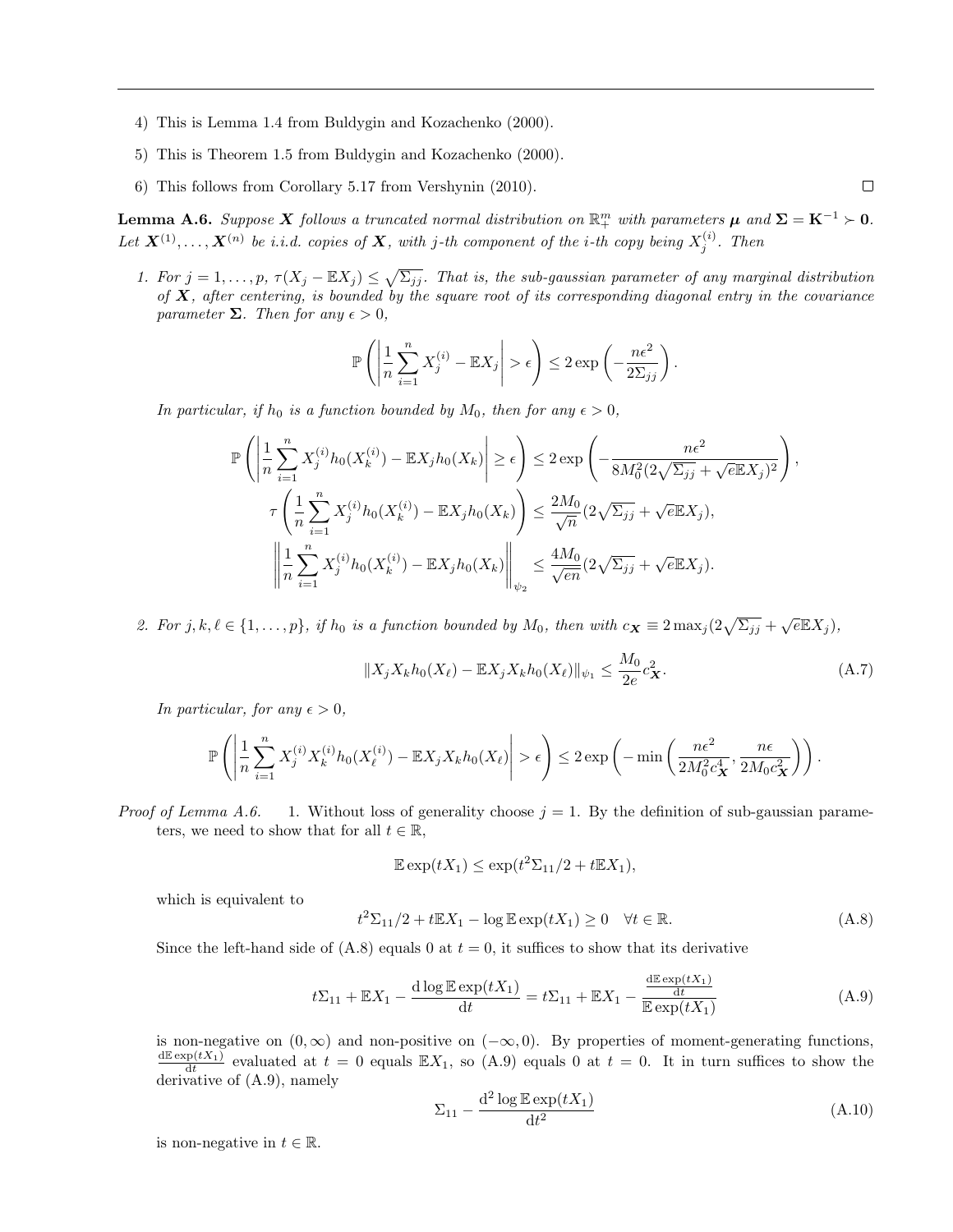4) This is Lemma 1.4 from Buldygin and Kozachenko (2000).

5) This is Theorem 1.5 from Buldygin and Kozachenko (2000).

6) This follows from Corollary 5.17 from Vershynin (2010). ◻

**Lemma A.6.** *Suppose $\boldsymbol{X}$ follows a truncated normal distribution on $\mathbb{R}_+^m$ with parameters $\boldsymbol{\mu}$ and $\boldsymbol{\Sigma} = \mathbf{K}^{-1} \succ \mathbf{0}$. Let $\boldsymbol{X}^{(1)}, \ldots, \boldsymbol{X}^{(n)}$ be i.i.d. copies of $\boldsymbol{X}$, with $j$-th component of the $i$-th copy being $X_j^{(i)}$. Then*

1. *For $j = 1, \ldots, p$, $\tau(X_j - \mathbb{E}X_j) \le \sqrt{\Sigma_{jj}}$. That is, the sub-gaussian parameter of any marginal distribution of $\boldsymbol{X}$, after centering, is bounded by the square root of its corresponding diagonal entry in the covariance parameter $\boldsymbol{\Sigma}$. Then for any $\epsilon > 0$,*

$$\mathbb{P}\left(\left|\frac{1}{n}\sum_{i=1}^n X_j^{(i)} - \mathbb{E}X_j\right| > \epsilon\right) \le 2\exp\left(-\frac{n\epsilon^2}{2\Sigma_{jj}}\right).$$

*In particular, if $h_0$ is a function bounded by $M_0$, then for any $\epsilon > 0$,*

$$\mathbb{P}\left(\left|\frac{1}{n}\sum_{i=1}^n X_j^{(i)} h_0(X_k^{(i)}) - \mathbb{E}X_j h_0(X_k)\right| \ge \epsilon\right) \le 2\exp\left(-\frac{n\epsilon^2}{8M_0^2(2\sqrt{\Sigma_{jj}} + \sqrt{e}\mathbb{E}X_j)^2}\right),$$

$$\tau\left(\frac{1}{n}\sum_{i=1}^n X_j^{(i)} h_0(X_k^{(i)}) - \mathbb{E}X_j h_0(X_k)\right) \le \frac{2M_0}{\sqrt{n}}(2\sqrt{\Sigma_{jj}} + \sqrt{e}\mathbb{E}X_j),$$

$$\left\|\frac{1}{n}\sum_{i=1}^n X_j^{(i)} h_0(X_k^{(i)}) - \mathbb{E}X_j h_0(X_k)\right\|_{\psi_2} \le \frac{4M_0}{\sqrt{en}}(2\sqrt{\Sigma_{jj}} + \sqrt{e}\mathbb{E}X_j).$$

2. *For $j, k, \ell \in \{1, \ldots, p\}$, if $h_0$ is a function bounded by $M_0$, then with $c_{\boldsymbol{X}} \equiv 2\max_j(2\sqrt{\Sigma_{jj}} + \sqrt{e}\mathbb{E}X_j)$,*

$$\|X_j X_k h_0(X_\ell) - \mathbb{E}X_j X_k h_0(X_\ell)\|_{\psi_1} \le \frac{M_0}{2e}c_{\boldsymbol{X}}^2. \tag{A.7}$$

*In particular, for any $\epsilon > 0$,*

$$\mathbb{P}\left(\left|\frac{1}{n}\sum_{i=1}^n X_j^{(i)} X_k^{(i)} h_0(X_\ell^{(i)}) - \mathbb{E}X_j X_k h_0(X_\ell)\right| > \epsilon\right) \le 2\exp\left(-\min\left(\frac{n\epsilon^2}{2M_0^2 c_{\boldsymbol{X}}^4}, \frac{n\epsilon}{2M_0 c_{\boldsymbol{X}}^2}\right)\right).$$

*Proof of Lemma A.6.* 1. Without loss of generality choose $j = 1$. By the definition of sub-gaussian parameters, we need to show that for all $t \in \mathbb{R}$,

$$\mathbb{E}\exp(tX_1) \le \exp(t^2\Sigma_{11}/2 + t\mathbb{E}X_1),$$

which is equivalent to

$$t^2\Sigma_{11}/2 + t\mathbb{E}X_1 - \log\mathbb{E}\exp(tX_1) \ge 0 \quad \forall t \in \mathbb{R}. \tag{A.8}$$

Since the left-hand side of (A.8) equals 0 at $t = 0$, it suffices to show that its derivative

$$t\Sigma_{11} + \mathbb{E}X_1 - \frac{\mathrm{d}\log\mathbb{E}\exp(tX_1)}{\mathrm{d}t} = t\Sigma_{11} + \mathbb{E}X_1 - \frac{\frac{\mathrm{d}\mathbb{E}\exp(tX_1)}{\mathrm{d}t}}{\mathbb{E}\exp(tX_1)} \tag{A.9}$$

is non-negative on $(0, \infty)$ and non-positive on $(-\infty, 0)$. By properties of moment-generating functions, $\frac{\mathrm{d}\mathbb{E}\exp(tX_1)}{\mathrm{d}t}$ evaluated at $t = 0$ equals $\mathbb{E}X_1$, so (A.9) equals 0 at $t = 0$. It in turn suffices to show the derivative of (A.9), namely

$$\Sigma_{11} - \frac{\mathrm{d}^2\log\mathbb{E}\exp(tX_1)}{\mathrm{d}t^2} \tag{A.10}$$

is non-negative in $t \in \mathbb{R}$.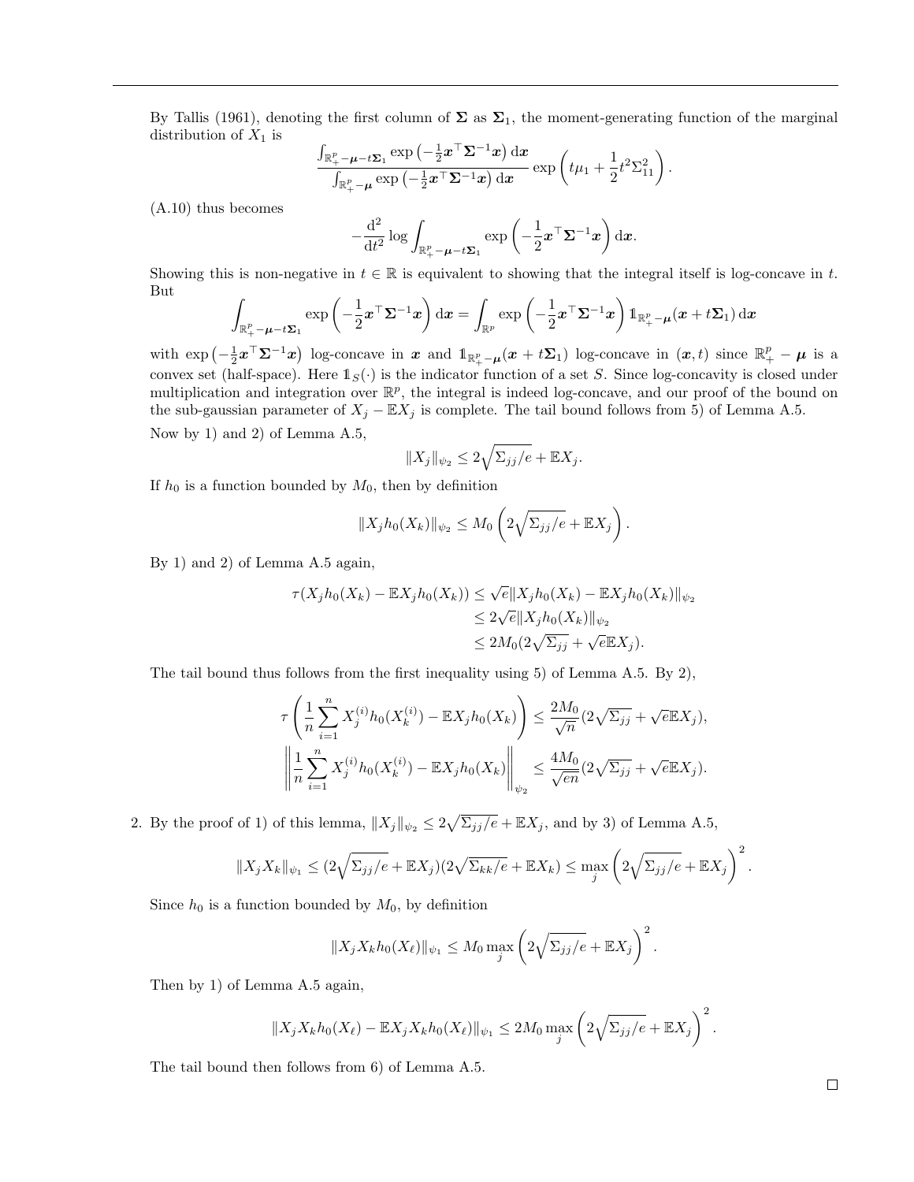By Tallis (1961), denoting the first column of $\boldsymbol{\Sigma}$ as $\boldsymbol{\Sigma}_1$, the moment-generating function of the marginal distribution of $X_1$ is

$$\frac{\int_{\mathbb{R}_+^p-\boldsymbol{\mu}-t\boldsymbol{\Sigma}_1}\exp\left(-\frac{1}{2}\boldsymbol{x}^\top\boldsymbol{\Sigma}^{-1}\boldsymbol{x}\right)\mathrm{d}\boldsymbol{x}}{\int_{\mathbb{R}_+^p-\boldsymbol{\mu}}\exp\left(-\frac{1}{2}\boldsymbol{x}^\top\boldsymbol{\Sigma}^{-1}\boldsymbol{x}\right)\mathrm{d}\boldsymbol{x}}\exp\left(t\mu_1+\frac{1}{2}t^2\Sigma_{11}^2\right).$$

(A.10) thus becomes

$$-\frac{\mathrm{d}^2}{\mathrm{d}t^2}\log\int_{\mathbb{R}_+^p-\boldsymbol{\mu}-t\boldsymbol{\Sigma}_1}\exp\left(-\frac{1}{2}\boldsymbol{x}^\top\boldsymbol{\Sigma}^{-1}\boldsymbol{x}\right)\mathrm{d}\boldsymbol{x}.$$

Showing this is non-negative in $t\in\mathbb{R}$ is equivalent to showing that the integral itself is log-concave in $t$. But

$$\int_{\mathbb{R}_+^p-\boldsymbol{\mu}-t\boldsymbol{\Sigma}_1}\exp\left(-\frac{1}{2}\boldsymbol{x}^\top\boldsymbol{\Sigma}^{-1}\boldsymbol{x}\right)\mathrm{d}\boldsymbol{x}=\int_{\mathbb{R}^p}\exp\left(-\frac{1}{2}\boldsymbol{x}^\top\boldsymbol{\Sigma}^{-1}\boldsymbol{x}\right)\mathbb{1}_{\mathbb{R}_+^p-\boldsymbol{\mu}}(\boldsymbol{x}+t\boldsymbol{\Sigma}_1)\,\mathrm{d}\boldsymbol{x}$$

with $\exp\left(-\frac{1}{2}\boldsymbol{x}^\top\boldsymbol{\Sigma}^{-1}\boldsymbol{x}\right)$ log-concave in $\boldsymbol{x}$ and $\mathbb{1}_{\mathbb{R}_+^p-\boldsymbol{\mu}}(\boldsymbol{x}+t\boldsymbol{\Sigma}_1)$ log-concave in $(\boldsymbol{x},t)$ since $\mathbb{R}_+^p-\boldsymbol{\mu}$ is a convex set (half-space). Here $\mathbb{1}_S(\cdot)$ is the indicator function of a set $S$. Since log-concavity is closed under multiplication and integration over $\mathbb{R}^p$, the integral is indeed log-concave, and our proof of the bound on the sub-gaussian parameter of $X_j-\mathbb{E}X_j$ is complete. The tail bound follows from 5) of Lemma A.5.

Now by 1) and 2) of Lemma A.5,

$$\|X_j\|_{\psi_2}\le 2\sqrt{\Sigma_{jj}/e}+\mathbb{E}X_j.$$

If $h_0$ is a function bounded by $M_0$, then by definition

$$\|X_jh_0(X_k)\|_{\psi_2}\le M_0\left(2\sqrt{\Sigma_{jj}/e}+\mathbb{E}X_j\right).$$

By 1) and 2) of Lemma A.5 again,

$$\begin{aligned}\tau(X_jh_0(X_k)-\mathbb{E}X_jh_0(X_k))&\le\sqrt{e}\|X_jh_0(X_k)-\mathbb{E}X_jh_0(X_k)\|_{\psi_2}\\&\le 2\sqrt{e}\|X_jh_0(X_k)\|_{\psi_2}\\&\le 2M_0(2\sqrt{\Sigma_{jj}}+\sqrt{e}\mathbb{E}X_j).\end{aligned}$$

The tail bound thus follows from the first inequality using 5) of Lemma A.5. By 2),

$$\begin{aligned}\tau\left(\frac{1}{n}\sum_{i=1}^nX_j^{(i)}h_0(X_k^{(i)})-\mathbb{E}X_jh_0(X_k)\right)&\le\frac{2M_0}{\sqrt{n}}(2\sqrt{\Sigma_{jj}}+\sqrt{e}\mathbb{E}X_j),\\\left\|\frac{1}{n}\sum_{i=1}^nX_j^{(i)}h_0(X_k^{(i)})-\mathbb{E}X_jh_0(X_k)\right\|_{\psi_2}&\le\frac{4M_0}{\sqrt{en}}(2\sqrt{\Sigma_{jj}}+\sqrt{e}\mathbb{E}X_j).\end{aligned}$$

2. By the proof of 1) of this lemma, $\|X_j\|_{\psi_2}\le 2\sqrt{\Sigma_{jj}/e}+\mathbb{E}X_j$, and by 3) of Lemma A.5,

$$\|X_jX_k\|_{\psi_1}\le(2\sqrt{\Sigma_{jj}/e}+\mathbb{E}X_j)(2\sqrt{\Sigma_{kk}/e}+\mathbb{E}X_k)\le\max_j\left(2\sqrt{\Sigma_{jj}/e}+\mathbb{E}X_j\right)^2.$$

Since $h_0$ is a function bounded by $M_0$, by definition

$$\|X_jX_kh_0(X_\ell)\|_{\psi_1}\le M_0\max_j\left(2\sqrt{\Sigma_{jj}/e}+\mathbb{E}X_j\right)^2.$$

Then by 1) of Lemma A.5 again,

$$\|X_jX_kh_0(X_\ell)-\mathbb{E}X_jX_kh_0(X_\ell)\|_{\psi_1}\le 2M_0\max_j\left(2\sqrt{\Sigma_{jj}/e}+\mathbb{E}X_j\right)^2.$$

The tail bound then follows from 6) of Lemma A.5.

□